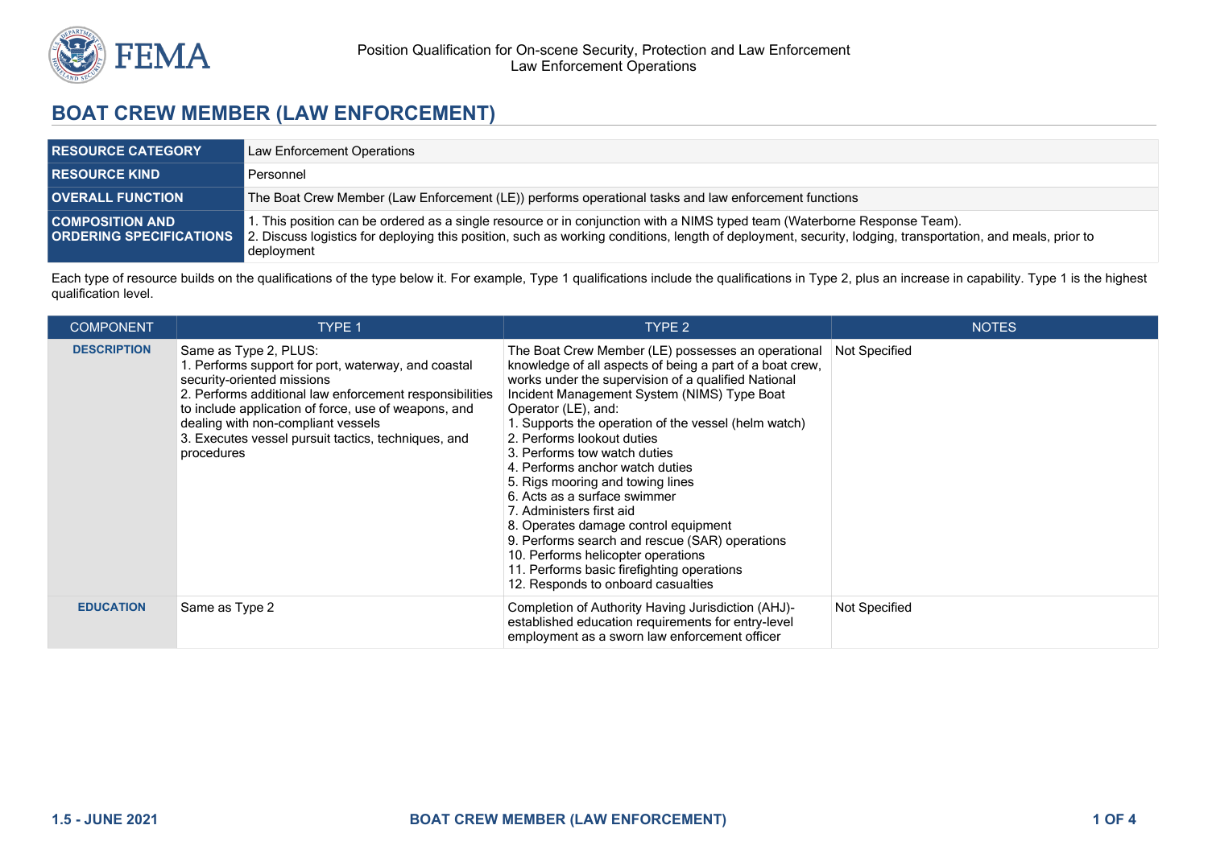Position Qualification for On-scene Security, Protection and Law Enforcement
Law Enforcement Operations

# BOAT CREW MEMBER (LAW ENFORCEMENT)

| | |
|---|---|
| **RESOURCE CATEGORY** | Law Enforcement Operations |
| **RESOURCE KIND** | Personnel |
| **OVERALL FUNCTION** | The Boat Crew Member (Law Enforcement (LE)) performs operational tasks and law enforcement functions |
| **COMPOSITION AND ORDERING SPECIFICATIONS** | 1. This position can be ordered as a single resource or in conjunction with a NIMS typed team (Waterborne Response Team).<br>2. Discuss logistics for deploying this position, such as working conditions, length of deployment, security, lodging, transportation, and meals, prior to deployment |

Each type of resource builds on the qualifications of the type below it. For example, Type 1 qualifications include the qualifications in Type 2, plus an increase in capability. Type 1 is the highest qualification level.

| COMPONENT | TYPE 1 | TYPE 2 | NOTES |
|---|---|---|---|
| **DESCRIPTION** | Same as Type 2, PLUS:<br>1. Performs support for port, waterway, and coastal security-oriented missions<br>2. Performs additional law enforcement responsibilities to include application of force, use of weapons, and dealing with non-compliant vessels<br>3. Executes vessel pursuit tactics, techniques, and procedures | The Boat Crew Member (LE) possesses an operational knowledge of all aspects of being a part of a boat crew, works under the supervision of a qualified National Incident Management System (NIMS) Type Boat Operator (LE), and:<br>1. Supports the operation of the vessel (helm watch)<br>2. Performs lookout duties<br>3. Performs tow watch duties<br>4. Performs anchor watch duties<br>5. Rigs mooring and towing lines<br>6. Acts as a surface swimmer<br>7. Administers first aid<br>8. Operates damage control equipment<br>9. Performs search and rescue (SAR) operations<br>10. Performs helicopter operations<br>11. Performs basic firefighting operations<br>12. Responds to onboard casualties | Not Specified |
| **EDUCATION** | Same as Type 2 | Completion of Authority Having Jurisdiction (AHJ)-established education requirements for entry-level employment as a sworn law enforcement officer | Not Specified |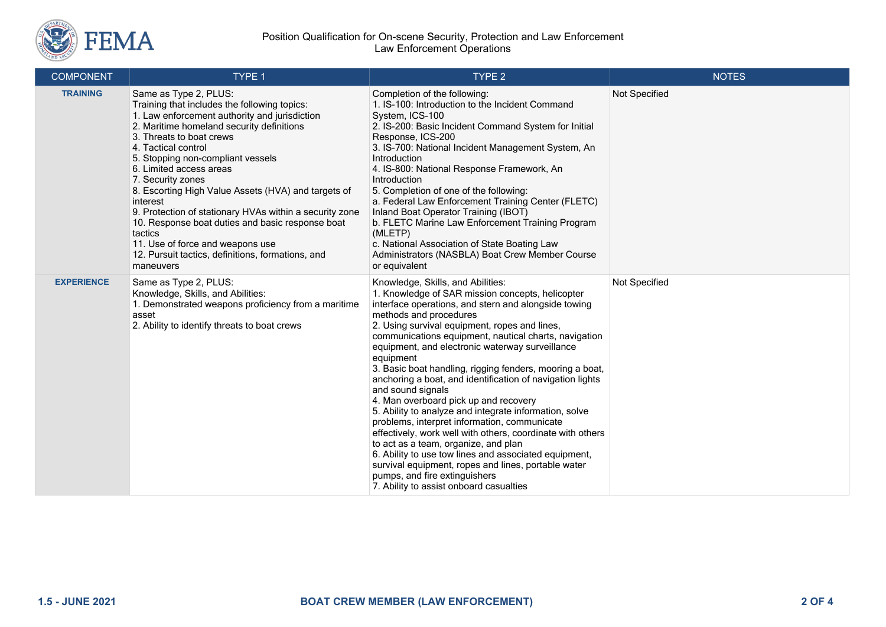Position Qualification for On-scene Security, Protection and Law Enforcement
Law Enforcement Operations

| COMPONENT | TYPE 1 | TYPE 2 | NOTES |
| --- | --- | --- | --- |
| **TRAINING** | Same as Type 2, PLUS:<br>Training that includes the following topics:<br>1. Law enforcement authority and jurisdiction<br>2. Maritime homeland security definitions<br>3. Threats to boat crews<br>4. Tactical control<br>5. Stopping non-compliant vessels<br>6. Limited access areas<br>7. Security zones<br>8. Escorting High Value Assets (HVA) and targets of interest<br>9. Protection of stationary HVAs within a security zone<br>10. Response boat duties and basic response boat tactics<br>11. Use of force and weapons use<br>12. Pursuit tactics, definitions, formations, and maneuvers | Completion of the following:<br>1. IS-100: Introduction to the Incident Command System, ICS-100<br>2. IS-200: Basic Incident Command System for Initial Response, ICS-200<br>3. IS-700: National Incident Management System, An Introduction<br>4. IS-800: National Response Framework, An Introduction<br>5. Completion of one of the following:<br>a. Federal Law Enforcement Training Center (FLETC) Inland Boat Operator Training (IBOT)<br>b. FLETC Marine Law Enforcement Training Program (MLETP)<br>c. National Association of State Boating Law Administrators (NASBLA) Boat Crew Member Course or equivalent | Not Specified |
| **EXPERIENCE** | Same as Type 2, PLUS:<br>Knowledge, Skills, and Abilities:<br>1. Demonstrated weapons proficiency from a maritime asset<br>2. Ability to identify threats to boat crews | Knowledge, Skills, and Abilities:<br>1. Knowledge of SAR mission concepts, helicopter interface operations, and stern and alongside towing methods and procedures<br>2. Using survival equipment, ropes and lines, communications equipment, nautical charts, navigation equipment, and electronic waterway surveillance equipment<br>3. Basic boat handling, rigging fenders, mooring a boat, anchoring a boat, and identification of navigation lights and sound signals<br>4. Man overboard pick up and recovery<br>5. Ability to analyze and integrate information, solve problems, interpret information, communicate effectively, work well with others, coordinate with others to act as a team, organize, and plan<br>6. Ability to use tow lines and associated equipment, survival equipment, ropes and lines, portable water pumps, and fire extinguishers<br>7. Ability to assist onboard casualties | Not Specified |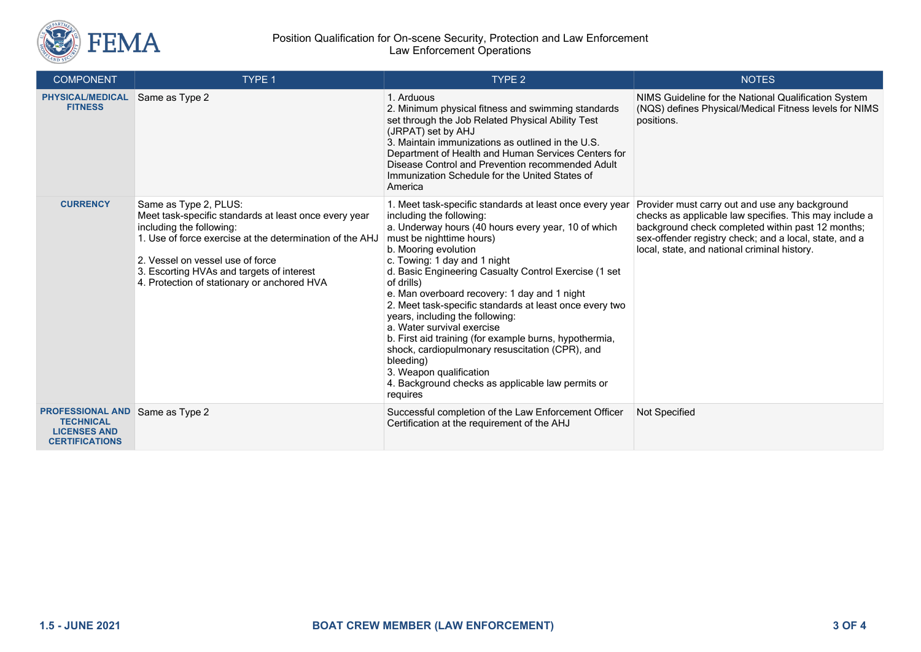| COMPONENT | TYPE 1 | TYPE 2 | NOTES |
|---|---|---|---|
| **PHYSICAL/MEDICAL FITNESS** | Same as Type 2 | 1. Arduous<br>2. Minimum physical fitness and swimming standards set through the Job Related Physical Ability Test (JRPAT) set by AHJ<br>3. Maintain immunizations as outlined in the U.S. Department of Health and Human Services Centers for Disease Control and Prevention recommended Adult Immunization Schedule for the United States of America | NIMS Guideline for the National Qualification System (NQS) defines Physical/Medical Fitness levels for NIMS positions. |
| **CURRENCY** | Same as Type 2, PLUS:<br>Meet task-specific standards at least once every year including the following:<br>1. Use of force exercise at the determination of the AHJ<br>2. Vessel on vessel use of force<br>3. Escorting HVAs and targets of interest<br>4. Protection of stationary or anchored HVA | 1. Meet task-specific standards at least once every year including the following:<br>a. Underway hours (40 hours every year, 10 of which must be nighttime hours)<br>b. Mooring evolution<br>c. Towing: 1 day and 1 night<br>d. Basic Engineering Casualty Control Exercise (1 set of drills)<br>e. Man overboard recovery: 1 day and 1 night<br>2. Meet task-specific standards at least once every two years, including the following:<br>a. Water survival exercise<br>b. First aid training (for example burns, hypothermia, shock, cardiopulmonary resuscitation (CPR), and bleeding)<br>3. Weapon qualification<br>4. Background checks as applicable law permits or requires | Provider must carry out and use any background checks as applicable law specifies. This may include a background check completed within past 12 months; sex-offender registry check; and a local, state, and a local, state, and national criminal history. |
| **PROFESSIONAL AND TECHNICAL LICENSES AND CERTIFICATIONS** | Same as Type 2 | Successful completion of the Law Enforcement Officer Certification at the requirement of the AHJ | Not Specified |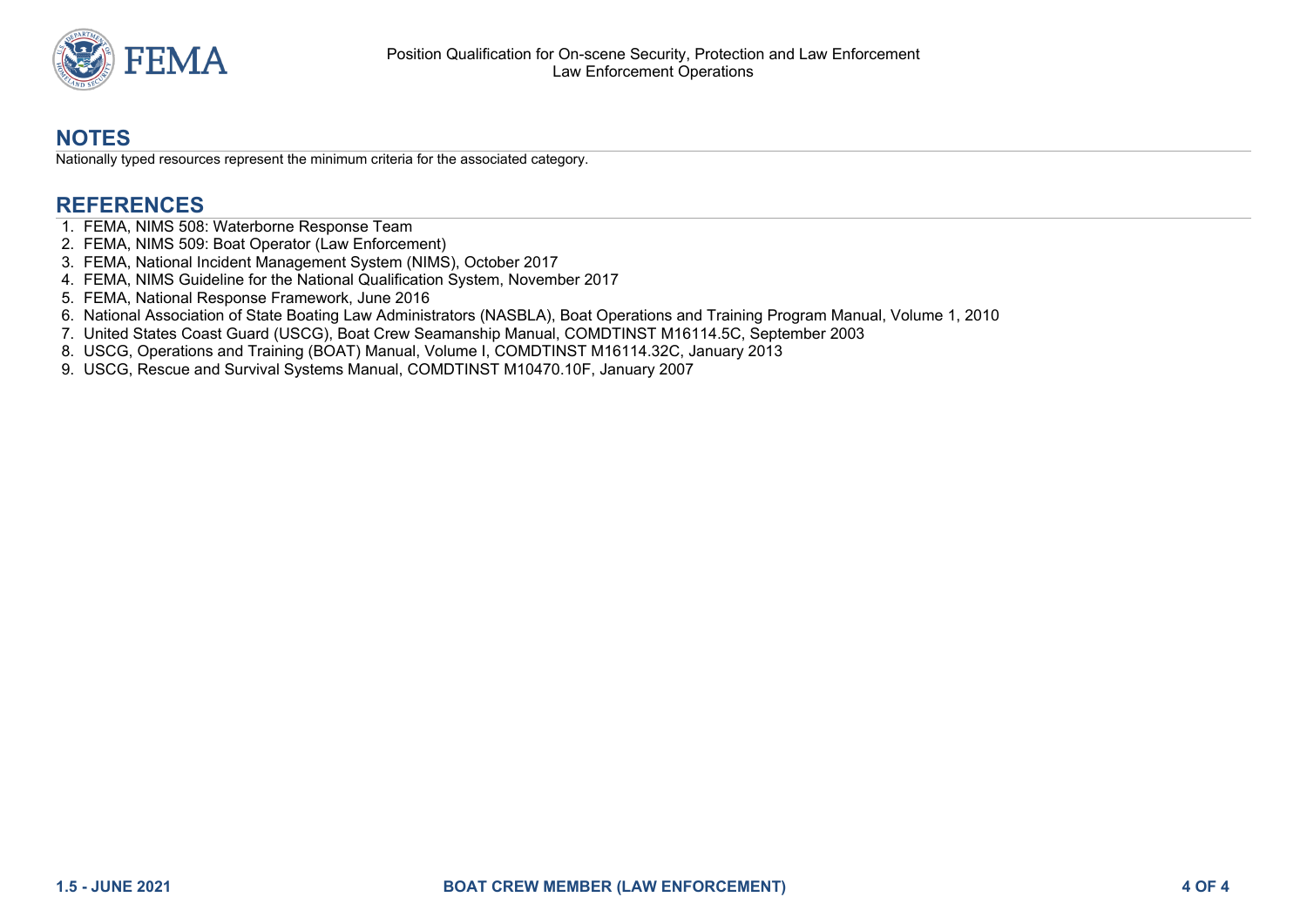## NOTES

Nationally typed resources represent the minimum criteria for the associated category.

## REFERENCES

1. FEMA, NIMS 508: Waterborne Response Team
2. FEMA, NIMS 509: Boat Operator (Law Enforcement)
3. FEMA, National Incident Management System (NIMS), October 2017
4. FEMA, NIMS Guideline for the National Qualification System, November 2017
5. FEMA, National Response Framework, June 2016
6. National Association of State Boating Law Administrators (NASBLA), Boat Operations and Training Program Manual, Volume 1, 2010
7. United States Coast Guard (USCG), Boat Crew Seamanship Manual, COMDTINST M16114.5C, September 2003
8. USCG, Operations and Training (BOAT) Manual, Volume I, COMDTINST M16114.32C, January 2013
9. USCG, Rescue and Survival Systems Manual, COMDTINST M10470.10F, January 2007